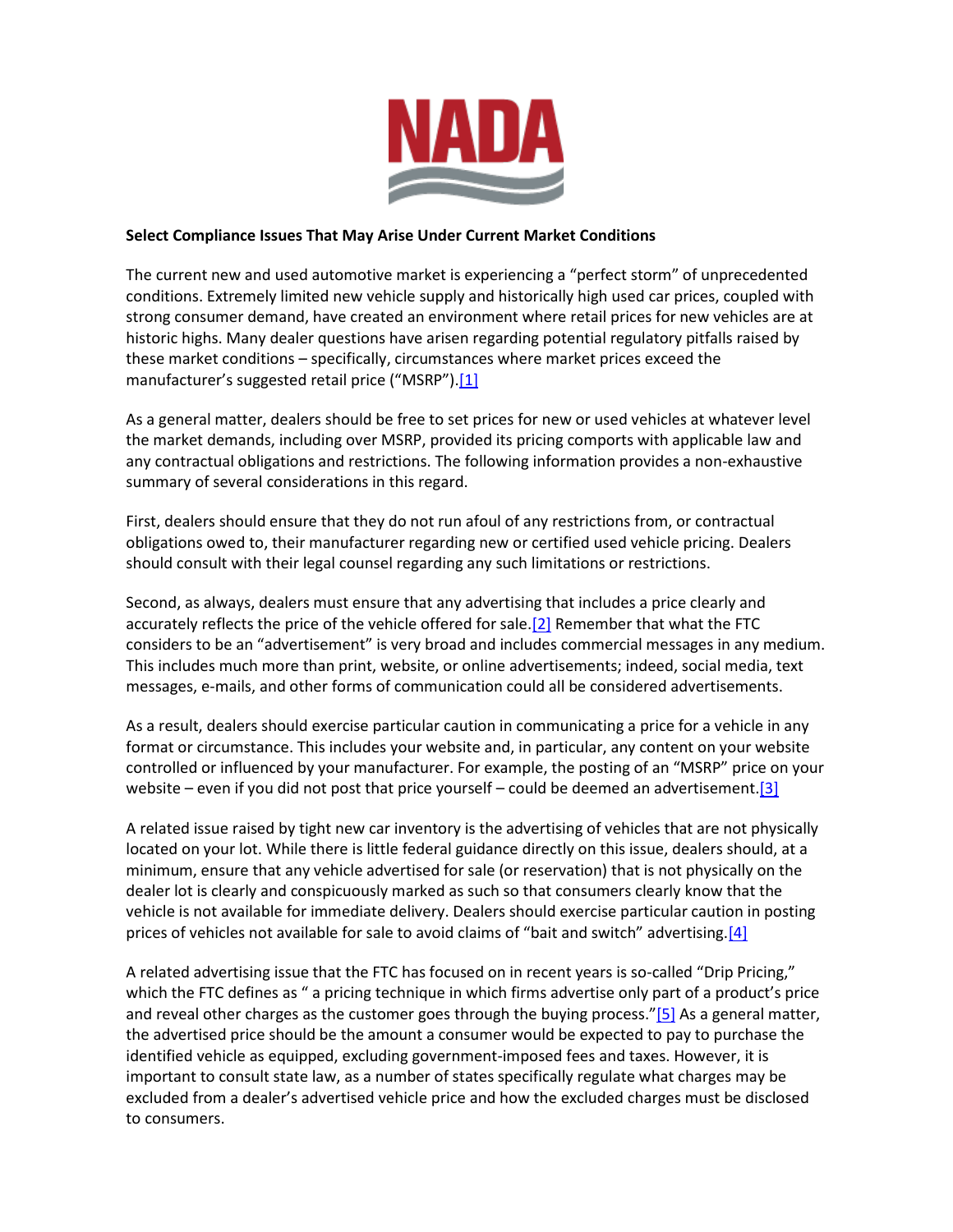**Select Compliance Issues That May Arise Under Current Market Conditions**

The current new and used automotive market is experiencing a "perfect storm" of unprecedented conditions. Extremely limited new vehicle supply and historically high used car prices, coupled with strong consumer demand, have created an environment where retail prices for new vehicles are at historic highs. Many dealer questions have arisen regarding potential regulatory pitfalls raised by these market conditions – specifically, circumstances where market prices exceed the manufacturer's suggested retail price ("MSRP").[1]

As a general matter, dealers should be free to set prices for new or used vehicles at whatever level the market demands, including over MSRP, provided its pricing comports with applicable law and any contractual obligations and restrictions. The following information provides a non-exhaustive summary of several considerations in this regard.

First, dealers should ensure that they do not run afoul of any restrictions from, or contractual obligations owed to, their manufacturer regarding new or certified used vehicle pricing. Dealers should consult with their legal counsel regarding any such limitations or restrictions.

Second, as always, dealers must ensure that any advertising that includes a price clearly and accurately reflects the price of the vehicle offered for sale.[2] Remember that what the FTC considers to be an "advertisement" is very broad and includes commercial messages in any medium. This includes much more than print, website, or online advertisements; indeed, social media, text messages, e-mails, and other forms of communication could all be considered advertisements.

As a result, dealers should exercise particular caution in communicating a price for a vehicle in any format or circumstance. This includes your website and, in particular, any content on your website controlled or influenced by your manufacturer. For example, the posting of an "MSRP" price on your website – even if you did not post that price yourself – could be deemed an advertisement.[3]

A related issue raised by tight new car inventory is the advertising of vehicles that are not physically located on your lot. While there is little federal guidance directly on this issue, dealers should, at a minimum, ensure that any vehicle advertised for sale (or reservation) that is not physically on the dealer lot is clearly and conspicuously marked as such so that consumers clearly know that the vehicle is not available for immediate delivery. Dealers should exercise particular caution in posting prices of vehicles not available for sale to avoid claims of "bait and switch" advertising.[4]

A related advertising issue that the FTC has focused on in recent years is so-called "Drip Pricing," which the FTC defines as " a pricing technique in which firms advertise only part of a product's price and reveal other charges as the customer goes through the buying process."[5] As a general matter, the advertised price should be the amount a consumer would be expected to pay to purchase the identified vehicle as equipped, excluding government-imposed fees and taxes. However, it is important to consult state law, as a number of states specifically regulate what charges may be excluded from a dealer's advertised vehicle price and how the excluded charges must be disclosed to consumers.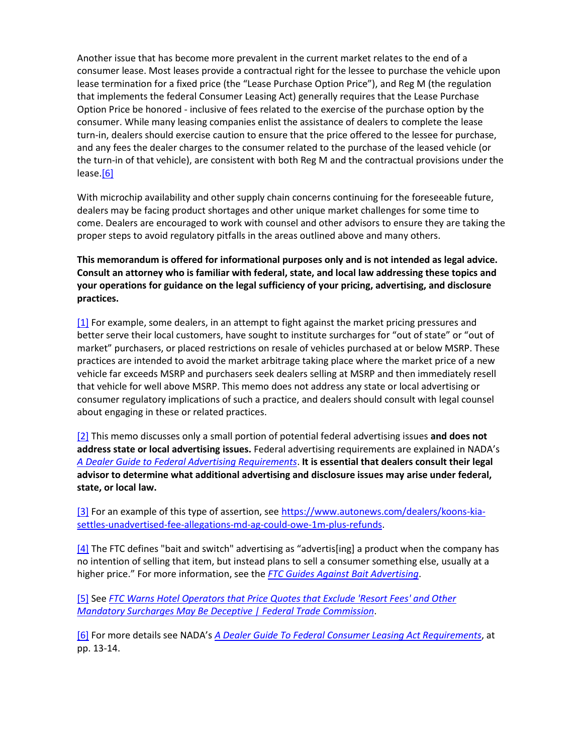Another issue that has become more prevalent in the current market relates to the end of a consumer lease. Most leases provide a contractual right for the lessee to purchase the vehicle upon lease termination for a fixed price (the "Lease Purchase Option Price"), and Reg M (the regulation that implements the federal Consumer Leasing Act) generally requires that the Lease Purchase Option Price be honored - inclusive of fees related to the exercise of the purchase option by the consumer. While many leasing companies enlist the assistance of dealers to complete the lease turn-in, dealers should exercise caution to ensure that the price offered to the lessee for purchase, and any fees the dealer charges to the consumer related to the purchase of the leased vehicle (or the turn-in of that vehicle), are consistent with both Reg M and the contractual provisions under the lease.[6]

With microchip availability and other supply chain concerns continuing for the foreseeable future, dealers may be facing product shortages and other unique market challenges for some time to come. Dealers are encouraged to work with counsel and other advisors to ensure they are taking the proper steps to avoid regulatory pitfalls in the areas outlined above and many others.

**This memorandum is offered for informational purposes only and is not intended as legal advice. Consult an attorney who is familiar with federal, state, and local law addressing these topics and your operations for guidance on the legal sufficiency of your pricing, advertising, and disclosure practices.**

[1] For example, some dealers, in an attempt to fight against the market pricing pressures and better serve their local customers, have sought to institute surcharges for "out of state" or "out of market" purchasers, or placed restrictions on resale of vehicles purchased at or below MSRP. These practices are intended to avoid the market arbitrage taking place where the market price of a new vehicle far exceeds MSRP and purchasers seek dealers selling at MSRP and then immediately resell that vehicle for well above MSRP. This memo does not address any state or local advertising or consumer regulatory implications of such a practice, and dealers should consult with legal counsel about engaging in these or related practices.

[2] This memo discusses only a small portion of potential federal advertising issues **and does not address state or local advertising issues.** Federal advertising requirements are explained in NADA's *A Dealer Guide to Federal Advertising Requirements*. **It is essential that dealers consult their legal advisor to determine what additional advertising and disclosure issues may arise under federal, state, or local law.**

[3] For an example of this type of assertion, see https://www.autonews.com/dealers/koons-kia-settles-unadvertised-fee-allegations-md-ag-could-owe-1m-plus-refunds.

[4] The FTC defines "bait and switch" advertising as "advertis[ing] a product when the company has no intention of selling that item, but instead plans to sell a consumer something else, usually at a higher price." For more information, see the *FTC Guides Against Bait Advertising*.

[5] See *FTC Warns Hotel Operators that Price Quotes that Exclude 'Resort Fees' and Other Mandatory Surcharges May Be Deceptive | Federal Trade Commission*.

[6] For more details see NADA's *A Dealer Guide To Federal Consumer Leasing Act Requirements*, at pp. 13-14.